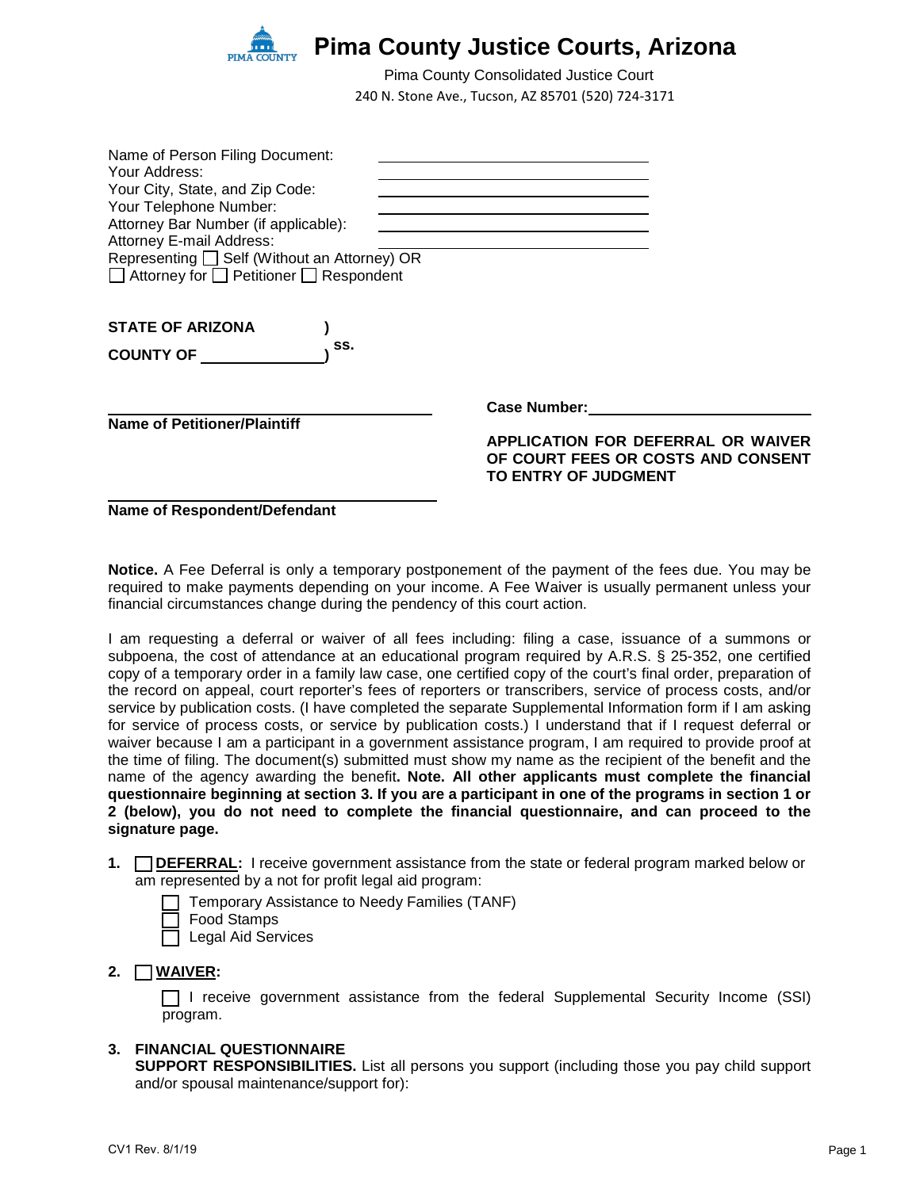# Pima County Justice Courts, Arizona

Pima County Consolidated Justice Court
240 N. Stone Ave., Tucson, AZ 85701 (520) 724-3171

Name of Person Filing Document: ______________________
Your Address: ______________________
Your City, State, and Zip Code: ______________________
Your Telephone Number: ______________________
Attorney Bar Number (if applicable): ______________________
Attorney E-mail Address: ______________________
Representing ☐ Self (Without an Attorney) OR
☐ Attorney for ☐ Petitioner ☐ Respondent

**STATE OF ARIZONA )**
**COUNTY OF ______________) ss.**

______________________
**Name of Petitioner/Plaintiff**

**Case Number:** ______________________

**APPLICATION FOR DEFERRAL OR WAIVER OF COURT FEES OR COSTS AND CONSENT TO ENTRY OF JUDGMENT**

______________________
**Name of Respondent/Defendant**

**Notice.** A Fee Deferral is only a temporary postponement of the payment of the fees due. You may be required to make payments depending on your income. A Fee Waiver is usually permanent unless your financial circumstances change during the pendency of this court action.

I am requesting a deferral or waiver of all fees including: filing a case, issuance of a summons or subpoena, the cost of attendance at an educational program required by A.R.S. § 25-352, one certified copy of a temporary order in a family law case, one certified copy of the court's final order, preparation of the record on appeal, court reporter's fees of reporters or transcribers, service of process costs, and/or service by publication costs. (I have completed the separate Supplemental Information form if I am asking for service of process costs, or service by publication costs.) I understand that if I request deferral or waiver because I am a participant in a government assistance program, I am required to provide proof at the time of filing. The document(s) submitted must show my name as the recipient of the benefit and the name of the agency awarding the benefit**. Note. All other applicants must complete the financial questionnaire beginning at section 3. If you are a participant in one of the programs in section 1 or 2 (below), you do not need to complete the financial questionnaire, and can proceed to the signature page.**

1. ☐ **DEFERRAL:** I receive government assistance from the state or federal program marked below or am represented by a not for profit legal aid program:
   - ☐ Temporary Assistance to Needy Families (TANF)
   - ☐ Food Stamps
   - ☐ Legal Aid Services

2. ☐ **WAIVER:**
   - ☐ I receive government assistance from the federal Supplemental Security Income (SSI) program.

3. **FINANCIAL QUESTIONNAIRE**
   **SUPPORT RESPONSIBILITIES.** List all persons you support (including those you pay child support and/or spousal maintenance/support for):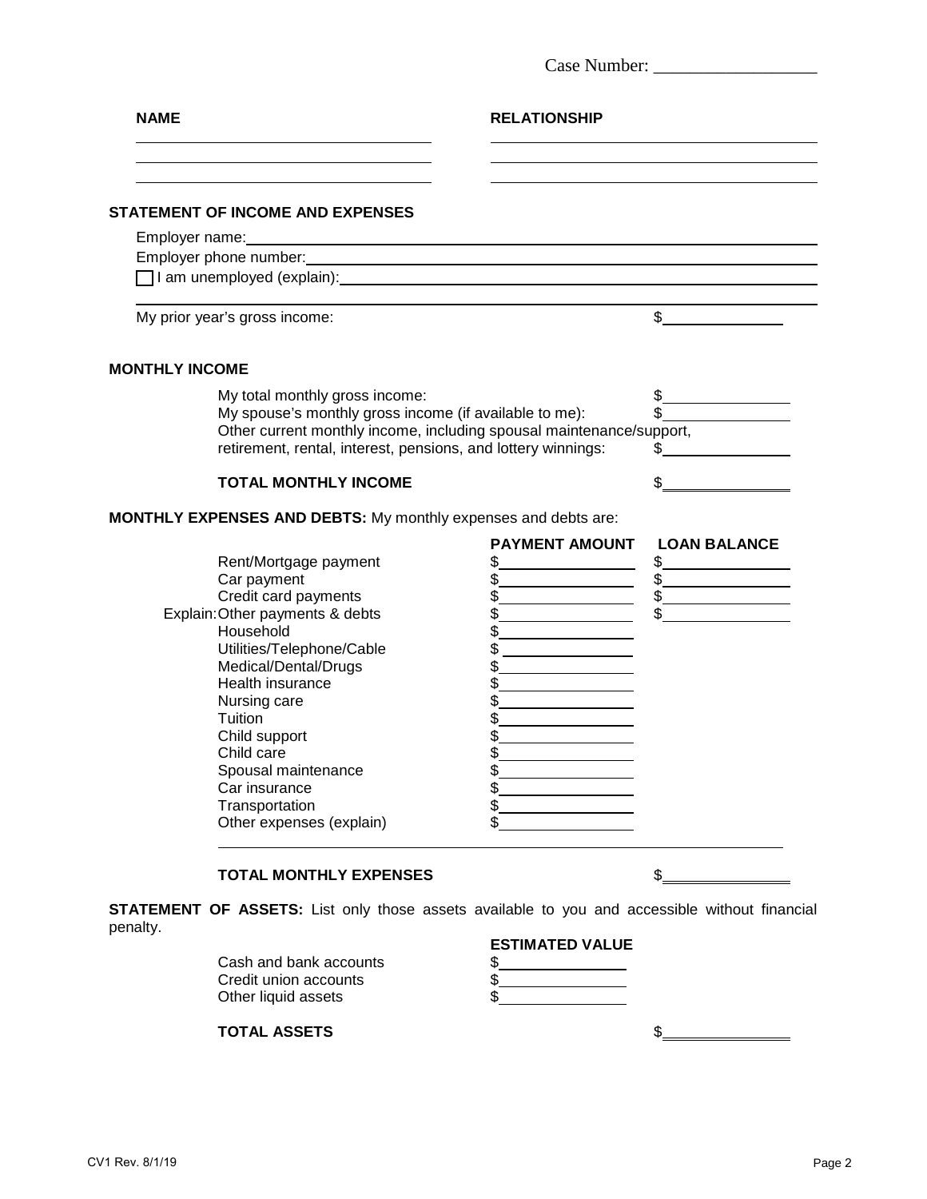Case Number: __________________

| NAME | RELATIONSHIP |
| --- | --- |
| | |
| | |
| | |

## STATEMENT OF INCOME AND EXPENSES

Employer name: ______________________________

Employer phone number: ______________________________

☐ I am unemployed (explain): ______________________________

______________________________

My prior year's gross income: $______________

## MONTHLY INCOME

| | |
| --- | --- |
| My total monthly gross income: | $ |
| My spouse's monthly gross income (if available to me): | $ |
| Other current monthly income, including spousal maintenance/support, retirement, rental, interest, pensions, and lottery winnings: | $ |
| **TOTAL MONTHLY INCOME** | $ |

**MONTHLY EXPENSES AND DEBTS:** My monthly expenses and debts are:

| | PAYMENT AMOUNT | LOAN BALANCE |
| --- | --- | --- |
| Rent/Mortgage payment | $ | $ |
| Car payment | $ | $ |
| Credit card payments | $ | $ |
| Explain: Other payments & debts | $ | $ |
| Household | $ | |
| Utilities/Telephone/Cable | $ | |
| Medical/Dental/Drugs | $ | |
| Health insurance | $ | |
| Nursing care | $ | |
| Tuition | $ | |
| Child support | $ | |
| Child care | $ | |
| Spousal maintenance | $ | |
| Car insurance | $ | |
| Transportation | $ | |
| Other expenses (explain) | $ | |

______________________________

**TOTAL MONTHLY EXPENSES** $______________

**STATEMENT OF ASSETS:** List only those assets available to you and accessible without financial penalty.

| | ESTIMATED VALUE |
| --- | --- |
| Cash and bank accounts | $ |
| Credit union accounts | $ |
| Other liquid assets | $ |

**TOTAL ASSETS** $______________

CV1 Rev. 8/1/19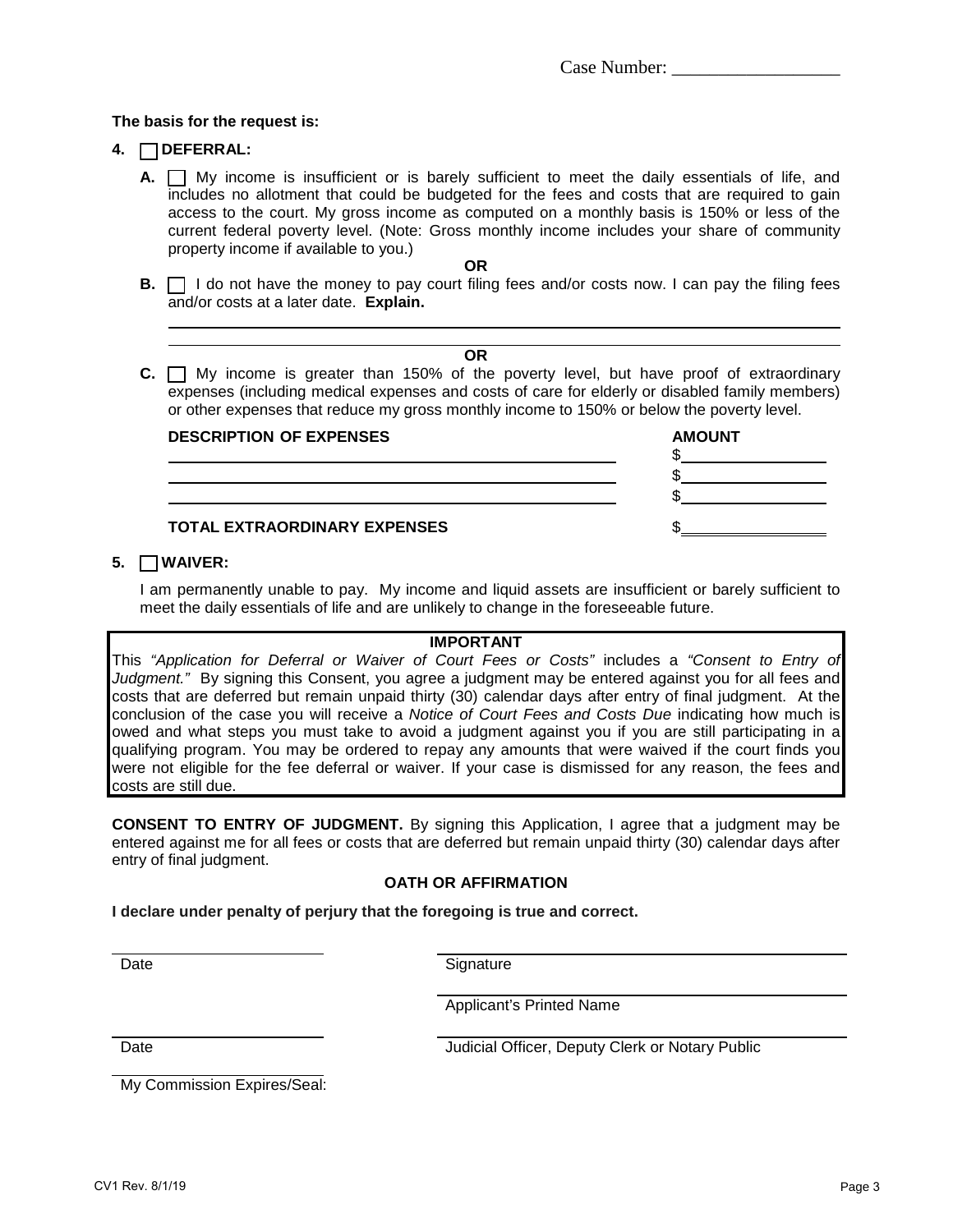Case Number: ___________________

**The basis for the request is:**

**4. ☐ DEFERRAL:**

**A.** ☐ My income is insufficient or is barely sufficient to meet the daily essentials of life, and includes no allotment that could be budgeted for the fees and costs that are required to gain access to the court. My gross income as computed on a monthly basis is 150% or less of the current federal poverty level. (Note: Gross monthly income includes your share of community property income if available to you.)

**OR**

**B.** ☐ I do not have the money to pay court filing fees and/or costs now. I can pay the filing fees and/or costs at a later date. **Explain.**

_______________________________________________________________________________

_______________________________________________________________________________

**OR**

**C.** ☐ My income is greater than 150% of the poverty level, but have proof of extraordinary expenses (including medical expenses and costs of care for elderly or disabled family members) or other expenses that reduce my gross monthly income to 150% or below the poverty level.

| DESCRIPTION OF EXPENSES | AMOUNT |
|---|---|
| ______________________________ | $__________ |
| ______________________________ | $__________ |
| ______________________________ | $__________ |
| **TOTAL EXTRAORDINARY EXPENSES** | $__________ |

**5. ☐ WAIVER:**

I am permanently unable to pay. My income and liquid assets are insufficient or barely sufficient to meet the daily essentials of life and are unlikely to change in the foreseeable future.

**IMPORTANT**

This *"Application for Deferral or Waiver of Court Fees or Costs"* includes a *"Consent to Entry of Judgment."* By signing this Consent, you agree a judgment may be entered against you for all fees and costs that are deferred but remain unpaid thirty (30) calendar days after entry of final judgment. At the conclusion of the case you will receive a *Notice of Court Fees and Costs Due* indicating how much is owed and what steps you must take to avoid a judgment against you if you are still participating in a qualifying program. You may be ordered to repay any amounts that were waived if the court finds you were not eligible for the fee deferral or waiver. If your case is dismissed for any reason, the fees and costs are still due.

**CONSENT TO ENTRY OF JUDGMENT.** By signing this Application, I agree that a judgment may be entered against me for all fees or costs that are deferred but remain unpaid thirty (30) calendar days after entry of final judgment.

**OATH OR AFFIRMATION**

**I declare under penalty of perjury that the foregoing is true and correct.**

| | |
|---|---|
| ____________________ Date | ______________________________ Signature |
| | ______________________________ Applicant's Printed Name |
| ____________________ Date | ______________________________ Judicial Officer, Deputy Clerk or Notary Public |
| ____________________ My Commission Expires/Seal: | |

CV1 Rev. 8/1/19